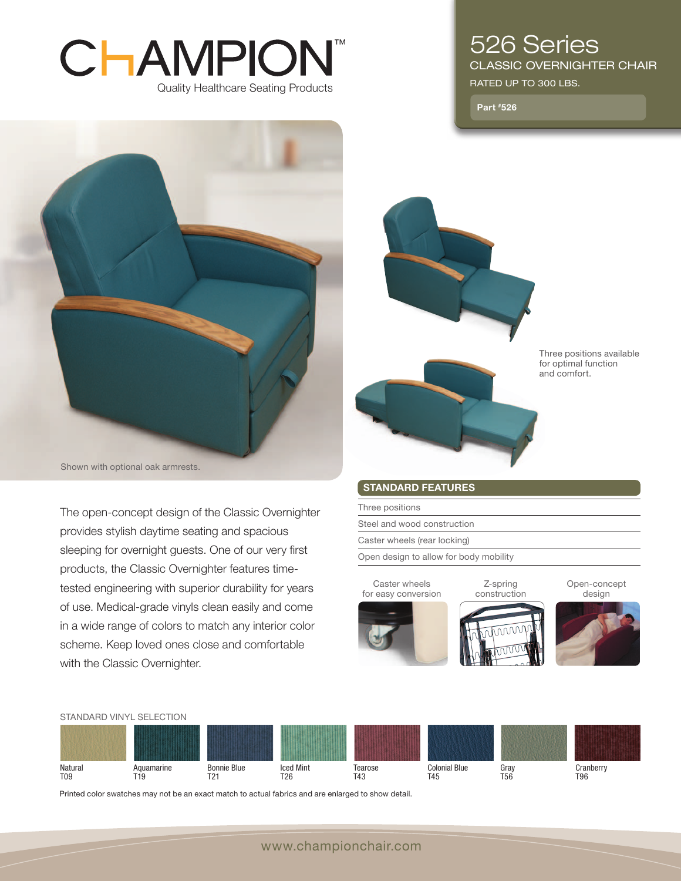# CHAMPION™

Quality Healthcare Seating Products

## 526 Series

CLASSIC OVERNIGHTER CHAIR

RATED UP TO 300 LBS.

**Part #526**

Shown with optional oak armrests.

Three positions available for optimal function and comfort.

The open-concept design of the Classic Overnighter provides stylish daytime seating and spacious sleeping for overnight guests. One of our very first products, the Classic Overnighter features time-tested engineering with superior durability for years of use. Medical-grade vinyls clean easily and come in a wide range of colors to match any interior color scheme. Keep loved ones close and comfortable with the Classic Overnighter.

### STANDARD FEATURES

- Three positions
- Steel and wood construction
- Caster wheels (rear locking)
- Open design to allow for body mobility

Caster wheels for easy conversion

Z-spring construction

Open-concept design

### STANDARD VINYL SELECTION

| Natural | Aquamarine | Bonnie Blue | Iced Mint | Tearose | Colonial Blue | Gray | Cranberry |
|---|---|---|---|---|---|---|---|
| T09 | T19 | T21 | T26 | T43 | T45 | T56 | T96 |

Printed color swatches may not be an exact match to actual fabrics and are enlarged to show detail.

www.championchair.com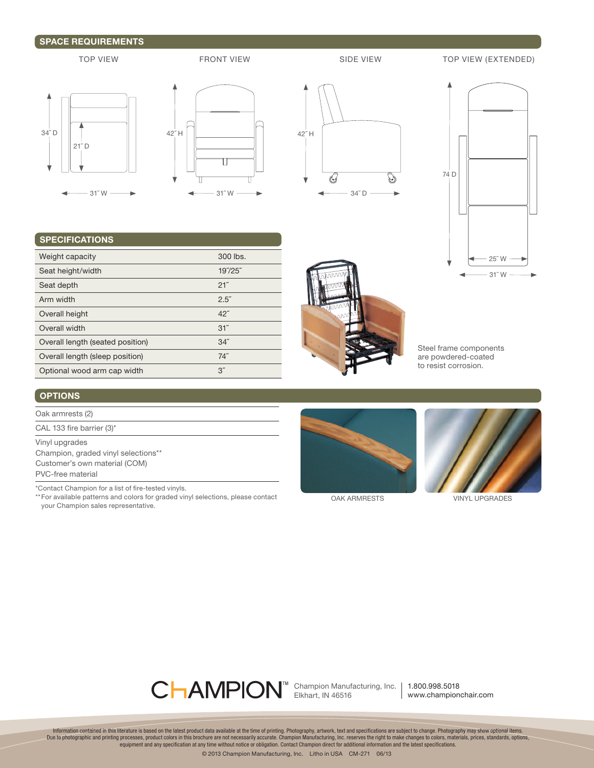## SPACE REQUIREMENTS

TOP VIEW

34˝ D

21˝ D

31˝ W

FRONT VIEW

42˝ H

31˝ W

SIDE VIEW

42˝ H

34˝ D

TOP VIEW (EXTENDED)

74 D

25˝ W

31˝ W

## SPECIFICATIONS

| | |
|---|---|
| Weight capacity | 300 lbs. |
| Seat height/width | 19˝/25˝ |
| Seat depth | 21˝ |
| Arm width | 2.5˝ |
| Overall height | 42˝ |
| Overall width | 31˝ |
| Overall length (seated position) | 34˝ |
| Overall length (sleep position) | 74˝ |
| Optional wood arm cap width | 3˝ |

Steel frame components are powdered-coated to resist corrosion.

## OPTIONS

Oak armrests (2)

CAL 133 fire barrier (3)*

Vinyl upgrades
Champion, graded vinyl selections**
Customer's own material (COM)
PVC-free material

*Contact Champion for a list of fire-tested vinyls.
**For available patterns and colors for graded vinyl selections, please contact your Champion sales representative.

OAK ARMRESTS

VINYL UPGRADES

CHAMPION™ Champion Manufacturing, Inc. Elkhart, IN 46516 | 1.800.998.5018 www.championchair.com

Information contained in this literature is based on the latest product data available at the time of printing. Photography, artwork, text and specifications are subject to change. Photography may show optional items. Due to photographic and printing processes, product colors in this brochure are not necessarily accurate. Champion Manufacturing, Inc. reserves the right to make changes to colors, materials, prices, standards, options, equipment and any specification at any time without notice or obligation. Contact Champion direct for additional information and the latest specifications.

© 2013 Champion Manufacturing, Inc. Litho in USA CM-271 06/13